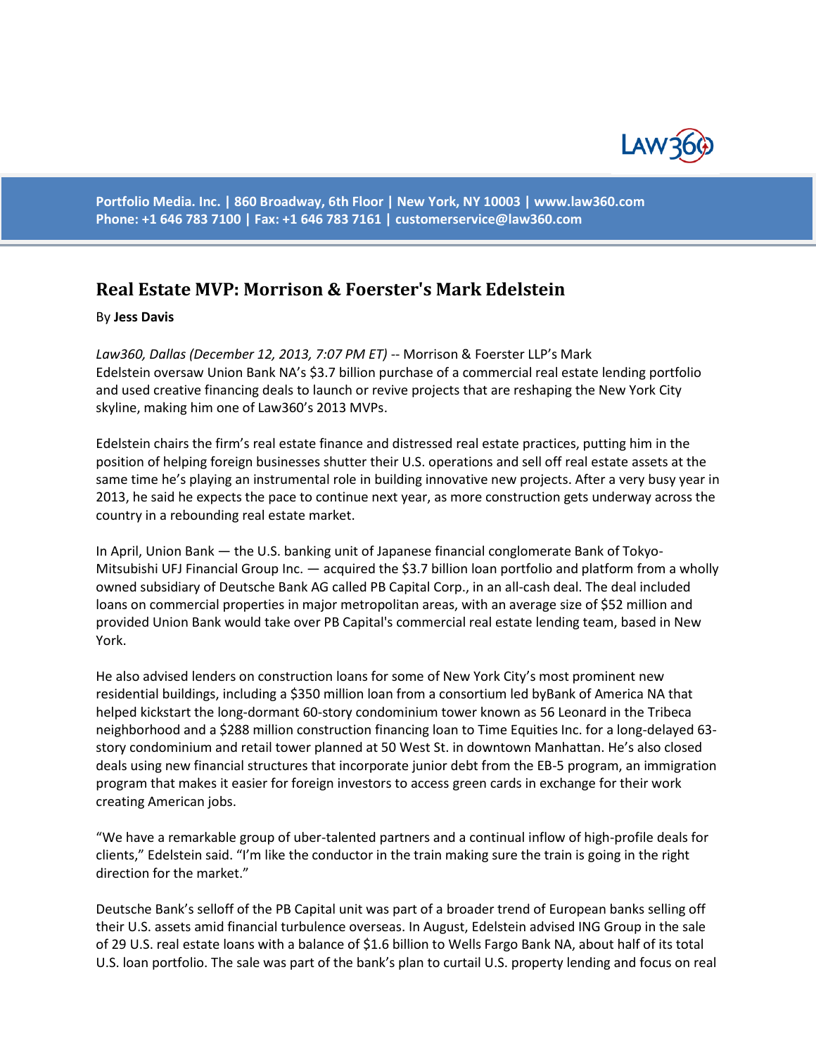Portfolio Media. Inc. | 860 Broadway, 6th Floor | New York, NY 10003 | www.law360.com
Phone: +1 646 783 7100 | Fax: +1 646 783 7161 | customerservice@law360.com

# Real Estate MVP: Morrison & Foerster's Mark Edelstein

By **Jess Davis**

*Law360, Dallas (December 12, 2013, 7:07 PM ET)* -- Morrison & Foerster LLP's Mark Edelstein oversaw Union Bank NA's $3.7 billion purchase of a commercial real estate lending portfolio and used creative financing deals to launch or revive projects that are reshaping the New York City skyline, making him one of Law360's 2013 MVPs.

Edelstein chairs the firm's real estate finance and distressed real estate practices, putting him in the position of helping foreign businesses shutter their U.S. operations and sell off real estate assets at the same time he's playing an instrumental role in building innovative new projects. After a very busy year in 2013, he said he expects the pace to continue next year, as more construction gets underway across the country in a rebounding real estate market.

In April, Union Bank — the U.S. banking unit of Japanese financial conglomerate Bank of Tokyo-Mitsubishi UFJ Financial Group Inc. — acquired the $3.7 billion loan portfolio and platform from a wholly owned subsidiary of Deutsche Bank AG called PB Capital Corp., in an all-cash deal. The deal included loans on commercial properties in major metropolitan areas, with an average size of $52 million and provided Union Bank would take over PB Capital's commercial real estate lending team, based in New York.

He also advised lenders on construction loans for some of New York City's most prominent new residential buildings, including a $350 million loan from a consortium led byBank of America NA that helped kickstart the long-dormant 60-story condominium tower known as 56 Leonard in the Tribeca neighborhood and a $288 million construction financing loan to Time Equities Inc. for a long-delayed 63-story condominium and retail tower planned at 50 West St. in downtown Manhattan. He's also closed deals using new financial structures that incorporate junior debt from the EB-5 program, an immigration program that makes it easier for foreign investors to access green cards in exchange for their work creating American jobs.

"We have a remarkable group of uber-talented partners and a continual inflow of high-profile deals for clients," Edelstein said. "I'm like the conductor in the train making sure the train is going in the right direction for the market."

Deutsche Bank's selloff of the PB Capital unit was part of a broader trend of European banks selling off their U.S. assets amid financial turbulence overseas. In August, Edelstein advised ING Group in the sale of 29 U.S. real estate loans with a balance of $1.6 billion to Wells Fargo Bank NA, about half of its total U.S. loan portfolio. The sale was part of the bank's plan to curtail U.S. property lending and focus on real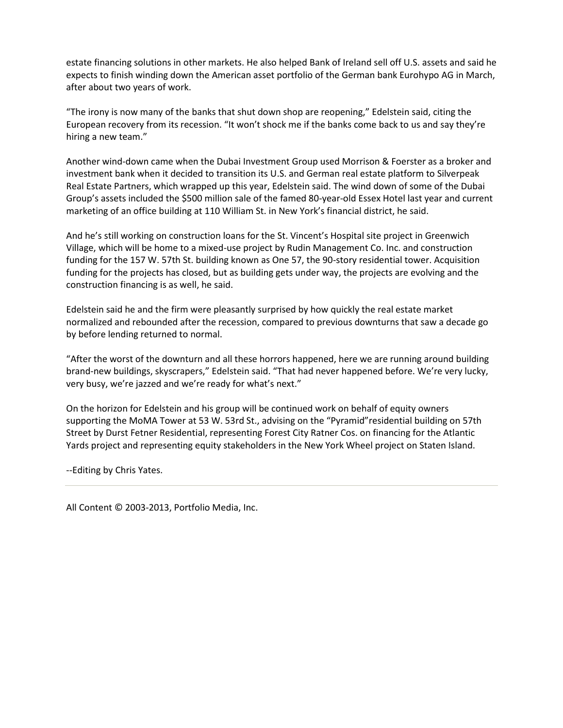estate financing solutions in other markets. He also helped Bank of Ireland sell off U.S. assets and said he expects to finish winding down the American asset portfolio of the German bank Eurohypo AG in March, after about two years of work.

“The irony is now many of the banks that shut down shop are reopening,” Edelstein said, citing the European recovery from its recession. “It won’t shock me if the banks come back to us and say they’re hiring a new team.”

Another wind-down came when the Dubai Investment Group used Morrison & Foerster as a broker and investment bank when it decided to transition its U.S. and German real estate platform to Silverpeak Real Estate Partners, which wrapped up this year, Edelstein said. The wind down of some of the Dubai Group’s assets included the $500 million sale of the famed 80-year-old Essex Hotel last year and current marketing of an office building at 110 William St. in New York’s financial district, he said.

And he’s still working on construction loans for the St. Vincent’s Hospital site project in Greenwich Village, which will be home to a mixed-use project by Rudin Management Co. Inc. and construction funding for the 157 W. 57th St. building known as One 57, the 90-story residential tower. Acquisition funding for the projects has closed, but as building gets under way, the projects are evolving and the construction financing is as well, he said.

Edelstein said he and the firm were pleasantly surprised by how quickly the real estate market normalized and rebounded after the recession, compared to previous downturns that saw a decade go by before lending returned to normal.

“After the worst of the downturn and all these horrors happened, here we are running around building brand-new buildings, skyscrapers,” Edelstein said. “That had never happened before. We’re very lucky, very busy, we’re jazzed and we’re ready for what’s next.”

On the horizon for Edelstein and his group will be continued work on behalf of equity owners supporting the MoMA Tower at 53 W. 53rd St., advising on the “Pyramid”residential building on 57th Street by Durst Fetner Residential, representing Forest City Ratner Cos. on financing for the Atlantic Yards project and representing equity stakeholders in the New York Wheel project on Staten Island.

--Editing by Chris Yates.

---

All Content © 2003-2013, Portfolio Media, Inc.